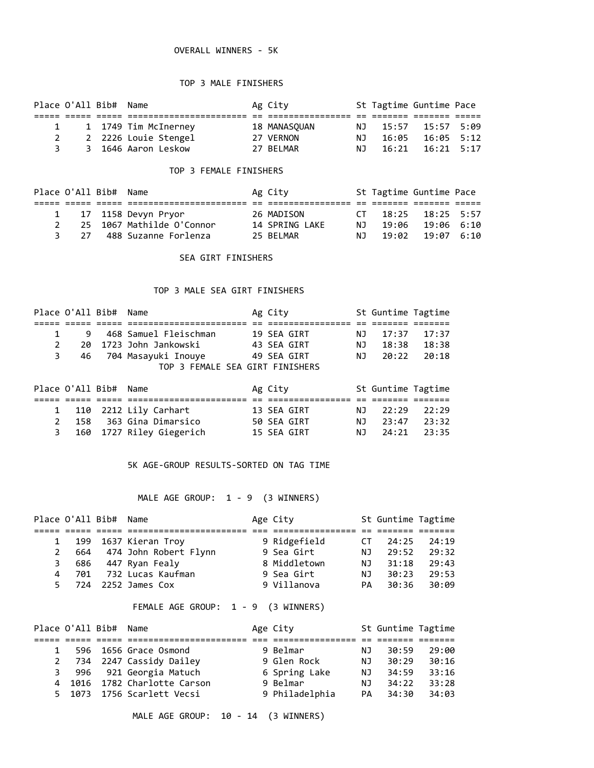# OVERALL WINNERS - 5K

## TOP 3 MALE FINISHERS

| Place | O'All | Bib# | Name | Ag | City | St | Tagtime | Guntime | Pace |
|---|---|---|---|---|---|---|---|---|---|
| 1 | 1 | 1749 | Tim McInerney | 18 | MANASQUAN | NJ | 15:57 | 15:57 | 5:09 |
| 2 | 2 | 2226 | Louie Stengel | 27 | VERNON | NJ | 16:05 | 16:05 | 5:12 |
| 3 | 3 | 1646 | Aaron Leskow | 27 | BELMAR | NJ | 16:21 | 16:21 | 5:17 |

## TOP 3 FEMALE FINISHERS

| Place | O'All | Bib# | Name | Ag | City | St | Tagtime | Guntime | Pace |
|---|---|---|---|---|---|---|---|---|---|
| 1 | 17 | 1158 | Devyn Pryor | 26 | MADISON | CT | 18:25 | 18:25 | 5:57 |
| 2 | 25 | 1067 | Mathilde O'Connor | 14 | SPRING LAKE | NJ | 19:06 | 19:06 | 6:10 |
| 3 | 27 | 488 | Suzanne Forlenza | 25 | BELMAR | NJ | 19:02 | 19:07 | 6:10 |

# SEA GIRT FINISHERS

## TOP 3 MALE SEA GIRT FINISHERS

| Place | O'All | Bib# | Name | Ag | City | St | Guntime | Tagtime |
|---|---|---|---|---|---|---|---|---|
| 1 | 9 | 468 | Samuel Fleischman | 19 | SEA GIRT | NJ | 17:37 | 17:37 |
| 2 | 20 | 1723 | John Jankowski | 43 | SEA GIRT | NJ | 18:38 | 18:38 |
| 3 | 46 | 704 | Masayuki Inouye | 49 | SEA GIRT | NJ | 20:22 | 20:18 |

## TOP 3 FEMALE SEA GIRT FINISHERS

| Place | O'All | Bib# | Name | Ag | City | St | Guntime | Tagtime |
|---|---|---|---|---|---|---|---|---|
| 1 | 110 | 2212 | Lily Carhart | 13 | SEA GIRT | NJ | 22:29 | 22:29 |
| 2 | 158 | 363 | Gina Dimarsico | 50 | SEA GIRT | NJ | 23:47 | 23:32 |
| 3 | 160 | 1727 | Riley Giegerich | 15 | SEA GIRT | NJ | 24:21 | 23:35 |

# 5K AGE-GROUP RESULTS-SORTED ON TAG TIME

## MALE AGE GROUP: 1 - 9 (3 WINNERS)

| Place | O'All | Bib# | Name | Age | City | St | Guntime | Tagtime |
|---|---|---|---|---|---|---|---|---|
| 1 | 199 | 1637 | Kieran Troy | 9 | Ridgefield | CT | 24:25 | 24:19 |
| 2 | 664 | 474 | John Robert Flynn | 9 | Sea Girt | NJ | 29:52 | 29:32 |
| 3 | 686 | 447 | Ryan Fealy | 8 | Middletown | NJ | 31:18 | 29:43 |
| 4 | 701 | 732 | Lucas Kaufman | 9 | Sea Girt | NJ | 30:23 | 29:53 |
| 5 | 724 | 2252 | James Cox | 9 | Villanova | PA | 30:36 | 30:09 |

## FEMALE AGE GROUP: 1 - 9 (3 WINNERS)

| Place | O'All | Bib# | Name | Age | City | St | Guntime | Tagtime |
|---|---|---|---|---|---|---|---|---|
| 1 | 596 | 1656 | Grace Osmond | 9 | Belmar | NJ | 30:59 | 29:00 |
| 2 | 734 | 2247 | Cassidy Dailey | 9 | Glen Rock | NJ | 30:29 | 30:16 |
| 3 | 996 | 921 | Georgia Matuch | 6 | Spring Lake | NJ | 34:59 | 33:16 |
| 4 | 1016 | 1782 | Charlotte Carson | 9 | Belmar | NJ | 34:22 | 33:28 |
| 5 | 1073 | 1756 | Scarlett Vecsi | 9 | Philadelphia | PA | 34:30 | 34:03 |

## MALE AGE GROUP: 10 - 14 (3 WINNERS)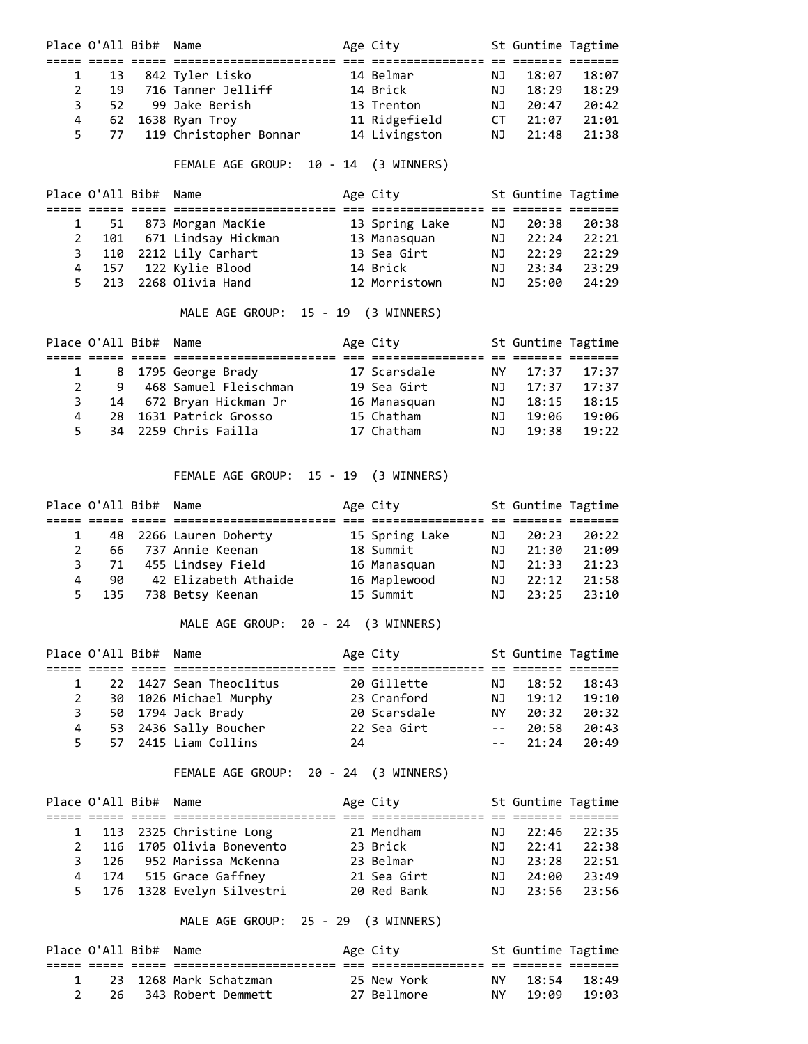| Place | O'All | Bib# | Name | Age | City | St | Guntime | Tagtime |
|---|---|---|---|---|---|---|---|---|
| 1 | 13 | 842 | Tyler Lisko | 14 | Belmar | NJ | 18:07 | 18:07 |
| 2 | 19 | 716 | Tanner Jelliff | 14 | Brick | NJ | 18:29 | 18:29 |
| 3 | 52 | 99 | Jake Berish | 13 | Trenton | NJ | 20:47 | 20:42 |
| 4 | 62 | 1638 | Ryan Troy | 11 | Ridgefield | CT | 21:07 | 21:01 |
| 5 | 77 | 119 | Christopher Bonnar | 14 | Livingston | NJ | 21:48 | 21:38 |

FEMALE AGE GROUP: 10 - 14 (3 WINNERS)

| Place | O'All | Bib# | Name | Age | City | St | Guntime | Tagtime |
|---|---|---|---|---|---|---|---|---|
| 1 | 51 | 873 | Morgan MacKie | 13 | Spring Lake | NJ | 20:38 | 20:38 |
| 2 | 101 | 671 | Lindsay Hickman | 13 | Manasquan | NJ | 22:24 | 22:21 |
| 3 | 110 | 2212 | Lily Carhart | 13 | Sea Girt | NJ | 22:29 | 22:29 |
| 4 | 157 | 122 | Kylie Blood | 14 | Brick | NJ | 23:34 | 23:29 |
| 5 | 213 | 2268 | Olivia Hand | 12 | Morristown | NJ | 25:00 | 24:29 |

MALE AGE GROUP: 15 - 19 (3 WINNERS)

| Place | O'All | Bib# | Name | Age | City | St | Guntime | Tagtime |
|---|---|---|---|---|---|---|---|---|
| 1 | 8 | 1795 | George Brady | 17 | Scarsdale | NY | 17:37 | 17:37 |
| 2 | 9 | 468 | Samuel Fleischman | 19 | Sea Girt | NJ | 17:37 | 17:37 |
| 3 | 14 | 672 | Bryan Hickman Jr | 16 | Manasquan | NJ | 18:15 | 18:15 |
| 4 | 28 | 1631 | Patrick Grosso | 15 | Chatham | NJ | 19:06 | 19:06 |
| 5 | 34 | 2259 | Chris Failla | 17 | Chatham | NJ | 19:38 | 19:22 |

FEMALE AGE GROUP: 15 - 19 (3 WINNERS)

| Place | O'All | Bib# | Name | Age | City | St | Guntime | Tagtime |
|---|---|---|---|---|---|---|---|---|
| 1 | 48 | 2266 | Lauren Doherty | 15 | Spring Lake | NJ | 20:23 | 20:22 |
| 2 | 66 | 737 | Annie Keenan | 18 | Summit | NJ | 21:30 | 21:09 |
| 3 | 71 | 455 | Lindsey Field | 16 | Manasquan | NJ | 21:33 | 21:23 |
| 4 | 90 | 42 | Elizabeth Athaide | 16 | Maplewood | NJ | 22:12 | 21:58 |
| 5 | 135 | 738 | Betsy Keenan | 15 | Summit | NJ | 23:25 | 23:10 |

MALE AGE GROUP: 20 - 24 (3 WINNERS)

| Place | O'All | Bib# | Name | Age | City | St | Guntime | Tagtime |
|---|---|---|---|---|---|---|---|---|
| 1 | 22 | 1427 | Sean Theoclitus | 20 | Gillette | NJ | 18:52 | 18:43 |
| 2 | 30 | 1026 | Michael Murphy | 23 | Cranford | NJ | 19:12 | 19:10 |
| 3 | 50 | 1794 | Jack Brady | 20 | Scarsdale | NY | 20:32 | 20:32 |
| 4 | 53 | 2436 | Sally Boucher | 22 | Sea Girt | -- | 20:58 | 20:43 |
| 5 | 57 | 2415 | Liam Collins | 24 | | -- | 21:24 | 20:49 |

FEMALE AGE GROUP: 20 - 24 (3 WINNERS)

| Place | O'All | Bib# | Name | Age | City | St | Guntime | Tagtime |
|---|---|---|---|---|---|---|---|---|
| 1 | 113 | 2325 | Christine Long | 21 | Mendham | NJ | 22:46 | 22:35 |
| 2 | 116 | 1705 | Olivia Bonevento | 23 | Brick | NJ | 22:41 | 22:38 |
| 3 | 126 | 952 | Marissa McKenna | 23 | Belmar | NJ | 23:28 | 22:51 |
| 4 | 174 | 515 | Grace Gaffney | 21 | Sea Girt | NJ | 24:00 | 23:49 |
| 5 | 176 | 1328 | Evelyn Silvestri | 20 | Red Bank | NJ | 23:56 | 23:56 |

MALE AGE GROUP: 25 - 29 (3 WINNERS)

| Place | O'All | Bib# | Name | Age | City | St | Guntime | Tagtime |
|---|---|---|---|---|---|---|---|---|
| 1 | 23 | 1268 | Mark Schatzman | 25 | New York | NY | 18:54 | 18:49 |
| 2 | 26 | 343 | Robert Demmett | 27 | Bellmore | NY | 19:09 | 19:03 |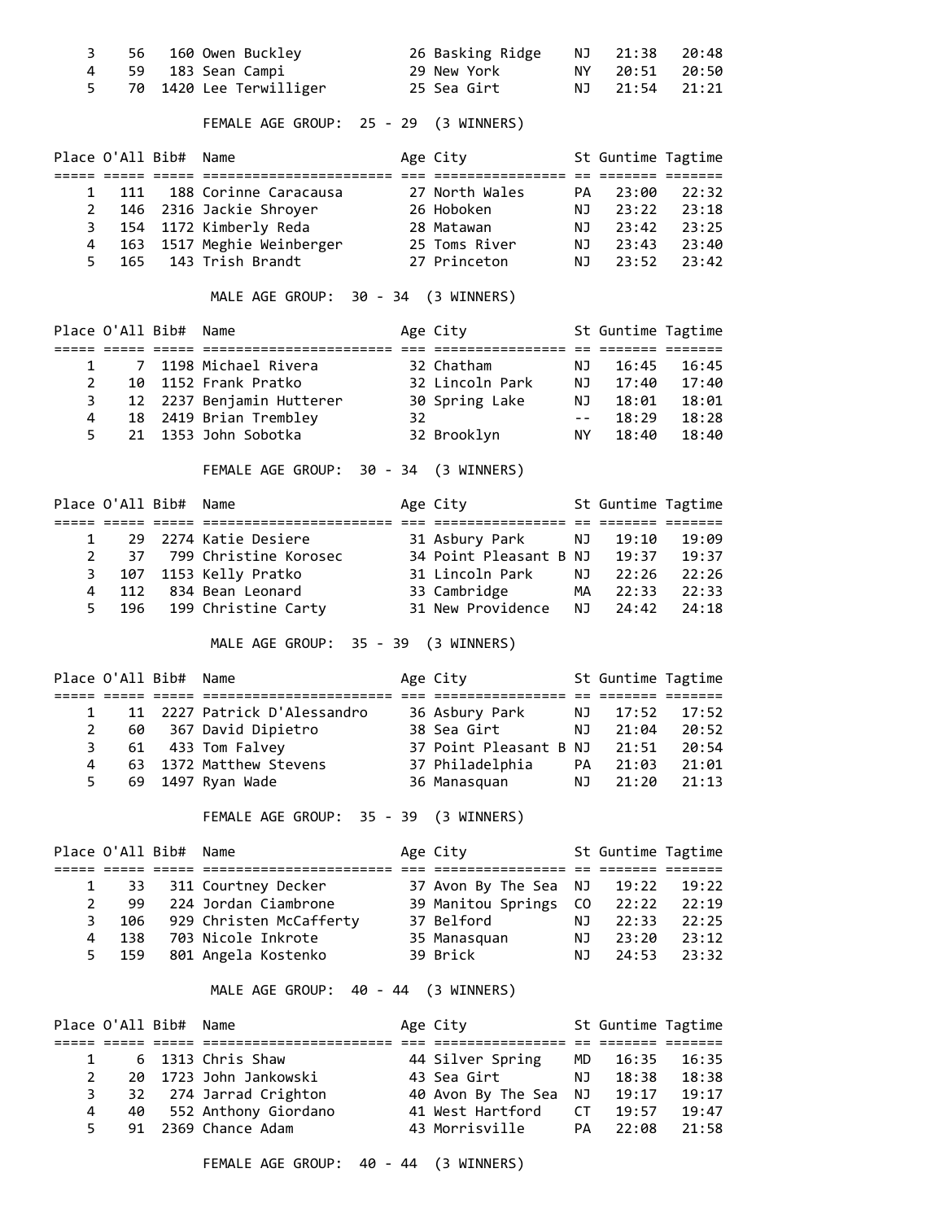| Place | O'All | Bib# | Name | Age | City | St | Guntime | Tagtime |
|---|---|---|---|---|---|---|---|---|
| 3 | 56 | 160 | Owen Buckley | 26 | Basking Ridge | NJ | 21:38 | 20:48 |
| 4 | 59 | 183 | Sean Campi | 29 | New York | NY | 20:51 | 20:50 |
| 5 | 70 | 1420 | Lee Terwilliger | 25 | Sea Girt | NJ | 21:54 | 21:21 |

FEMALE AGE GROUP: 25 - 29 (3 WINNERS)

| Place | O'All | Bib# | Name | Age | City | St | Guntime | Tagtime |
|---|---|---|---|---|---|---|---|---|
| 1 | 111 | 188 | Corinne Caracausa | 27 | North Wales | PA | 23:00 | 22:32 |
| 2 | 146 | 2316 | Jackie Shroyer | 26 | Hoboken | NJ | 23:22 | 23:18 |
| 3 | 154 | 1172 | Kimberly Reda | 28 | Matawan | NJ | 23:42 | 23:25 |
| 4 | 163 | 1517 | Meghie Weinberger | 25 | Toms River | NJ | 23:43 | 23:40 |
| 5 | 165 | 143 | Trish Brandt | 27 | Princeton | NJ | 23:52 | 23:42 |

MALE AGE GROUP: 30 - 34 (3 WINNERS)

| Place | O'All | Bib# | Name | Age | City | St | Guntime | Tagtime |
|---|---|---|---|---|---|---|---|---|
| 1 | 7 | 1198 | Michael Rivera | 32 | Chatham | NJ | 16:45 | 16:45 |
| 2 | 10 | 1152 | Frank Pratko | 32 | Lincoln Park | NJ | 17:40 | 17:40 |
| 3 | 12 | 2237 | Benjamin Hutterer | 30 | Spring Lake | NJ | 18:01 | 18:01 |
| 4 | 18 | 2419 | Brian Trembley | 32 | | -- | 18:29 | 18:28 |
| 5 | 21 | 1353 | John Sobotka | 32 | Brooklyn | NY | 18:40 | 18:40 |

FEMALE AGE GROUP: 30 - 34 (3 WINNERS)

| Place | O'All | Bib# | Name | Age | City | St | Guntime | Tagtime |
|---|---|---|---|---|---|---|---|---|
| 1 | 29 | 2274 | Katie Desiere | 31 | Asbury Park | NJ | 19:10 | 19:09 |
| 2 | 37 | 799 | Christine Korosec | 34 | Point Pleasant B | NJ | 19:37 | 19:37 |
| 3 | 107 | 1153 | Kelly Pratko | 31 | Lincoln Park | NJ | 22:26 | 22:26 |
| 4 | 112 | 834 | Bean Leonard | 33 | Cambridge | MA | 22:33 | 22:33 |
| 5 | 196 | 199 | Christine Carty | 31 | New Providence | NJ | 24:42 | 24:18 |

MALE AGE GROUP: 35 - 39 (3 WINNERS)

| Place | O'All | Bib# | Name | Age | City | St | Guntime | Tagtime |
|---|---|---|---|---|---|---|---|---|
| 1 | 11 | 2227 | Patrick D'Alessandro | 36 | Asbury Park | NJ | 17:52 | 17:52 |
| 2 | 60 | 367 | David Dipietro | 38 | Sea Girt | NJ | 21:04 | 20:52 |
| 3 | 61 | 433 | Tom Falvey | 37 | Point Pleasant B | NJ | 21:51 | 20:54 |
| 4 | 63 | 1372 | Matthew Stevens | 37 | Philadelphia | PA | 21:03 | 21:01 |
| 5 | 69 | 1497 | Ryan Wade | 36 | Manasquan | NJ | 21:20 | 21:13 |

FEMALE AGE GROUP: 35 - 39 (3 WINNERS)

| Place | O'All | Bib# | Name | Age | City | St | Guntime | Tagtime |
|---|---|---|---|---|---|---|---|---|
| 1 | 33 | 311 | Courtney Decker | 37 | Avon By The Sea | NJ | 19:22 | 19:22 |
| 2 | 99 | 224 | Jordan Ciambrone | 39 | Manitou Springs | CO | 22:22 | 22:19 |
| 3 | 106 | 929 | Christen McCafferty | 37 | Belford | NJ | 22:33 | 22:25 |
| 4 | 138 | 703 | Nicole Inkrote | 35 | Manasquan | NJ | 23:20 | 23:12 |
| 5 | 159 | 801 | Angela Kostenko | 39 | Brick | NJ | 24:53 | 23:32 |

MALE AGE GROUP: 40 - 44 (3 WINNERS)

| Place | O'All | Bib# | Name | Age | City | St | Guntime | Tagtime |
|---|---|---|---|---|---|---|---|---|
| 1 | 6 | 1313 | Chris Shaw | 44 | Silver Spring | MD | 16:35 | 16:35 |
| 2 | 20 | 1723 | John Jankowski | 43 | Sea Girt | NJ | 18:38 | 18:38 |
| 3 | 32 | 274 | Jarrad Crighton | 40 | Avon By The Sea | NJ | 19:17 | 19:17 |
| 4 | 40 | 552 | Anthony Giordano | 41 | West Hartford | CT | 19:57 | 19:47 |
| 5 | 91 | 2369 | Chance Adam | 43 | Morrisville | PA | 22:08 | 21:58 |

FEMALE AGE GROUP: 40 - 44 (3 WINNERS)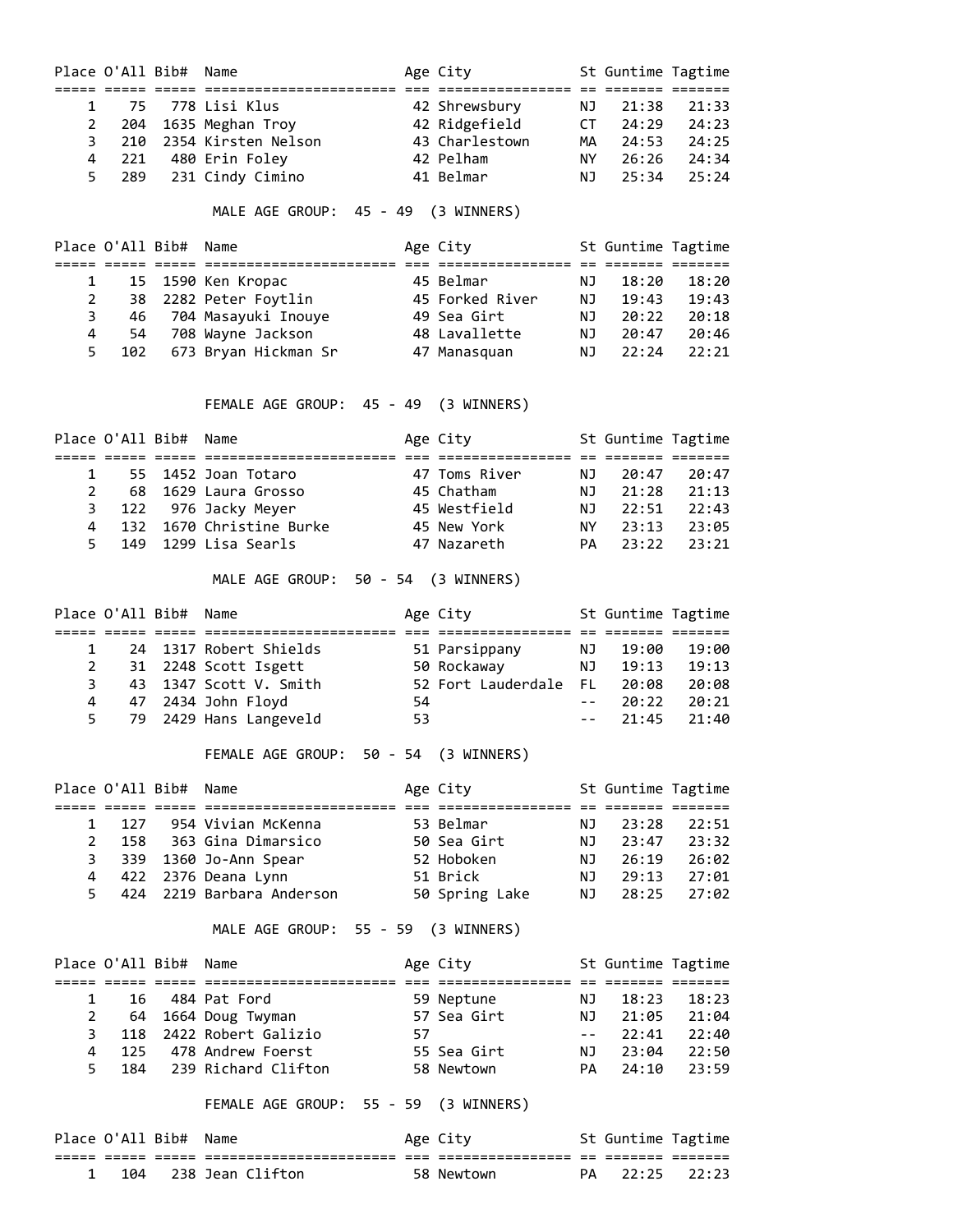| Place | O'All | Bib# | Name | Age | City | St | Guntime | Tagtime |
|---|---|---|---|---|---|---|---|---|
| 1 | 75 | 778 | Lisi Klus | 42 | Shrewsbury | NJ | 21:38 | 21:33 |
| 2 | 204 | 1635 | Meghan Troy | 42 | Ridgefield | CT | 24:29 | 24:23 |
| 3 | 210 | 2354 | Kirsten Nelson | 43 | Charlestown | MA | 24:53 | 24:25 |
| 4 | 221 | 480 | Erin Foley | 42 | Pelham | NY | 26:26 | 24:34 |
| 5 | 289 | 231 | Cindy Cimino | 41 | Belmar | NJ | 25:34 | 25:24 |

MALE AGE GROUP: 45 - 49 (3 WINNERS)

| Place | O'All | Bib# | Name | Age | City | St | Guntime | Tagtime |
|---|---|---|---|---|---|---|---|---|
| 1 | 15 | 1590 | Ken Kropac | 45 | Belmar | NJ | 18:20 | 18:20 |
| 2 | 38 | 2282 | Peter Foytlin | 45 | Forked River | NJ | 19:43 | 19:43 |
| 3 | 46 | 704 | Masayuki Inouye | 49 | Sea Girt | NJ | 20:22 | 20:18 |
| 4 | 54 | 708 | Wayne Jackson | 48 | Lavallette | NJ | 20:47 | 20:46 |
| 5 | 102 | 673 | Bryan Hickman Sr | 47 | Manasquan | NJ | 22:24 | 22:21 |

FEMALE AGE GROUP: 45 - 49 (3 WINNERS)

| Place | O'All | Bib# | Name | Age | City | St | Guntime | Tagtime |
|---|---|---|---|---|---|---|---|---|
| 1 | 55 | 1452 | Joan Totaro | 47 | Toms River | NJ | 20:47 | 20:47 |
| 2 | 68 | 1629 | Laura Grosso | 45 | Chatham | NJ | 21:28 | 21:13 |
| 3 | 122 | 976 | Jacky Meyer | 45 | Westfield | NJ | 22:51 | 22:43 |
| 4 | 132 | 1670 | Christine Burke | 45 | New York | NY | 23:13 | 23:05 |
| 5 | 149 | 1299 | Lisa Searls | 47 | Nazareth | PA | 23:22 | 23:21 |

MALE AGE GROUP: 50 - 54 (3 WINNERS)

| Place | O'All | Bib# | Name | Age | City | St | Guntime | Tagtime |
|---|---|---|---|---|---|---|---|---|
| 1 | 24 | 1317 | Robert Shields | 51 | Parsippany | NJ | 19:00 | 19:00 |
| 2 | 31 | 2248 | Scott Isgett | 50 | Rockaway | NJ | 19:13 | 19:13 |
| 3 | 43 | 1347 | Scott V. Smith | 52 | Fort Lauderdale | FL | 20:08 | 20:08 |
| 4 | 47 | 2434 | John Floyd | 54 | | -- | 20:22 | 20:21 |
| 5 | 79 | 2429 | Hans Langeveld | 53 | | -- | 21:45 | 21:40 |

FEMALE AGE GROUP: 50 - 54 (3 WINNERS)

| Place | O'All | Bib# | Name | Age | City | St | Guntime | Tagtime |
|---|---|---|---|---|---|---|---|---|
| 1 | 127 | 954 | Vivian McKenna | 53 | Belmar | NJ | 23:28 | 22:51 |
| 2 | 158 | 363 | Gina Dimarsico | 50 | Sea Girt | NJ | 23:47 | 23:32 |
| 3 | 339 | 1360 | Jo-Ann Spear | 52 | Hoboken | NJ | 26:19 | 26:02 |
| 4 | 422 | 2376 | Deana Lynn | 51 | Brick | NJ | 29:13 | 27:01 |
| 5 | 424 | 2219 | Barbara Anderson | 50 | Spring Lake | NJ | 28:25 | 27:02 |

MALE AGE GROUP: 55 - 59 (3 WINNERS)

| Place | O'All | Bib# | Name | Age | City | St | Guntime | Tagtime |
|---|---|---|---|---|---|---|---|---|
| 1 | 16 | 484 | Pat Ford | 59 | Neptune | NJ | 18:23 | 18:23 |
| 2 | 64 | 1664 | Doug Twyman | 57 | Sea Girt | NJ | 21:05 | 21:04 |
| 3 | 118 | 2422 | Robert Galizio | 57 | | -- | 22:41 | 22:40 |
| 4 | 125 | 478 | Andrew Foerst | 55 | Sea Girt | NJ | 23:04 | 22:50 |
| 5 | 184 | 239 | Richard Clifton | 58 | Newtown | PA | 24:10 | 23:59 |

FEMALE AGE GROUP: 55 - 59 (3 WINNERS)

| Place | O'All | Bib# | Name | Age | City | St | Guntime | Tagtime |
|---|---|---|---|---|---|---|---|---|
| 1 | 104 | 238 | Jean Clifton | 58 | Newtown | PA | 22:25 | 22:23 |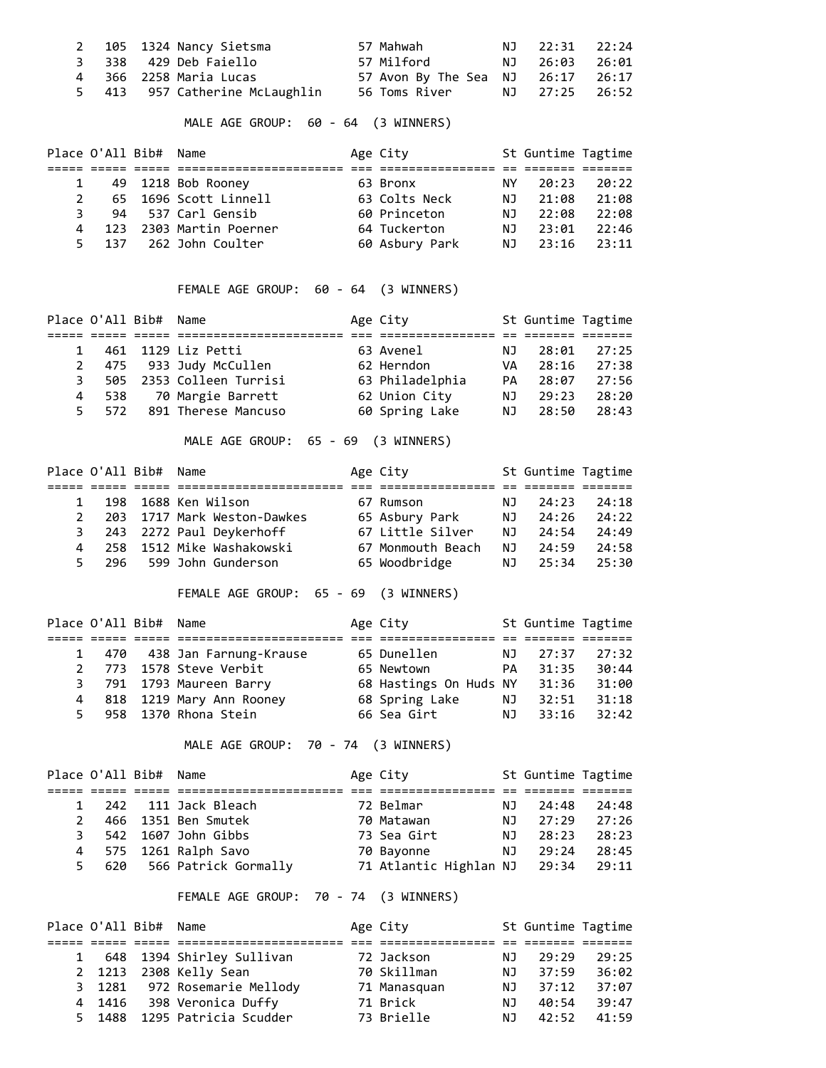| Place | O'All | Bib# | Name | Age | City | St | Guntime | Tagtime |
|---|---|---|---|---|---|---|---|---|
| 2 | 105 | 1324 | Nancy Sietsma | 57 | Mahwah | NJ | 22:31 | 22:24 |
| 3 | 338 | 429 | Deb Faiello | 57 | Milford | NJ | 26:03 | 26:01 |
| 4 | 366 | 2258 | Maria Lucas | 57 | Avon By The Sea | NJ | 26:17 | 26:17 |
| 5 | 413 | 957 | Catherine McLaughlin | 56 | Toms River | NJ | 27:25 | 26:52 |

MALE AGE GROUP: 60 - 64 (3 WINNERS)

| Place | O'All | Bib# | Name | Age | City | St | Guntime | Tagtime |
|---|---|---|---|---|---|---|---|---|
| 1 | 49 | 1218 | Bob Rooney | 63 | Bronx | NY | 20:23 | 20:22 |
| 2 | 65 | 1696 | Scott Linnell | 63 | Colts Neck | NJ | 21:08 | 21:08 |
| 3 | 94 | 537 | Carl Gensib | 60 | Princeton | NJ | 22:08 | 22:08 |
| 4 | 123 | 2303 | Martin Poerner | 64 | Tuckerton | NJ | 23:01 | 22:46 |
| 5 | 137 | 262 | John Coulter | 60 | Asbury Park | NJ | 23:16 | 23:11 |

FEMALE AGE GROUP: 60 - 64 (3 WINNERS)

| Place | O'All | Bib# | Name | Age | City | St | Guntime | Tagtime |
|---|---|---|---|---|---|---|---|---|
| 1 | 461 | 1129 | Liz Petti | 63 | Avenel | NJ | 28:01 | 27:25 |
| 2 | 475 | 933 | Judy McCullen | 62 | Herndon | VA | 28:16 | 27:38 |
| 3 | 505 | 2353 | Colleen Turrisi | 63 | Philadelphia | PA | 28:07 | 27:56 |
| 4 | 538 | 70 | Margie Barrett | 62 | Union City | NJ | 29:23 | 28:20 |
| 5 | 572 | 891 | Therese Mancuso | 60 | Spring Lake | NJ | 28:50 | 28:43 |

MALE AGE GROUP: 65 - 69 (3 WINNERS)

| Place | O'All | Bib# | Name | Age | City | St | Guntime | Tagtime |
|---|---|---|---|---|---|---|---|---|
| 1 | 198 | 1688 | Ken Wilson | 67 | Rumson | NJ | 24:23 | 24:18 |
| 2 | 203 | 1717 | Mark Weston-Dawkes | 65 | Asbury Park | NJ | 24:26 | 24:22 |
| 3 | 243 | 2272 | Paul Deykerhoff | 67 | Little Silver | NJ | 24:54 | 24:49 |
| 4 | 258 | 1512 | Mike Washakowski | 67 | Monmouth Beach | NJ | 24:59 | 24:58 |
| 5 | 296 | 599 | John Gunderson | 65 | Woodbridge | NJ | 25:34 | 25:30 |

FEMALE AGE GROUP: 65 - 69 (3 WINNERS)

| Place | O'All | Bib# | Name | Age | City | St | Guntime | Tagtime |
|---|---|---|---|---|---|---|---|---|
| 1 | 470 | 438 | Jan Farnung-Krause | 65 | Dunellen | NJ | 27:37 | 27:32 |
| 2 | 773 | 1578 | Steve Verbit | 65 | Newtown | PA | 31:35 | 30:44 |
| 3 | 791 | 1793 | Maureen Barry | 68 | Hastings On Huds | NY | 31:36 | 31:00 |
| 4 | 818 | 1219 | Mary Ann Rooney | 68 | Spring Lake | NJ | 32:51 | 31:18 |
| 5 | 958 | 1370 | Rhona Stein | 66 | Sea Girt | NJ | 33:16 | 32:42 |

MALE AGE GROUP: 70 - 74 (3 WINNERS)

| Place | O'All | Bib# | Name | Age | City | St | Guntime | Tagtime |
|---|---|---|---|---|---|---|---|---|
| 1 | 242 | 111 | Jack Bleach | 72 | Belmar | NJ | 24:48 | 24:48 |
| 2 | 466 | 1351 | Ben Smutek | 70 | Matawan | NJ | 27:29 | 27:26 |
| 3 | 542 | 1607 | John Gibbs | 73 | Sea Girt | NJ | 28:23 | 28:23 |
| 4 | 575 | 1261 | Ralph Savo | 70 | Bayonne | NJ | 29:24 | 28:45 |
| 5 | 620 | 566 | Patrick Gormally | 71 | Atlantic Highlan | NJ | 29:34 | 29:11 |

FEMALE AGE GROUP: 70 - 74 (3 WINNERS)

| Place | O'All | Bib# | Name | Age | City | St | Guntime | Tagtime |
|---|---|---|---|---|---|---|---|---|
| 1 | 648 | 1394 | Shirley Sullivan | 72 | Jackson | NJ | 29:29 | 29:25 |
| 2 | 1213 | 2308 | Kelly Sean | 70 | Skillman | NJ | 37:59 | 36:02 |
| 3 | 1281 | 972 | Rosemarie Mellody | 71 | Manasquan | NJ | 37:12 | 37:07 |
| 4 | 1416 | 398 | Veronica Duffy | 71 | Brick | NJ | 40:54 | 39:47 |
| 5 | 1488 | 1295 | Patricia Scudder | 73 | Brielle | NJ | 42:52 | 41:59 |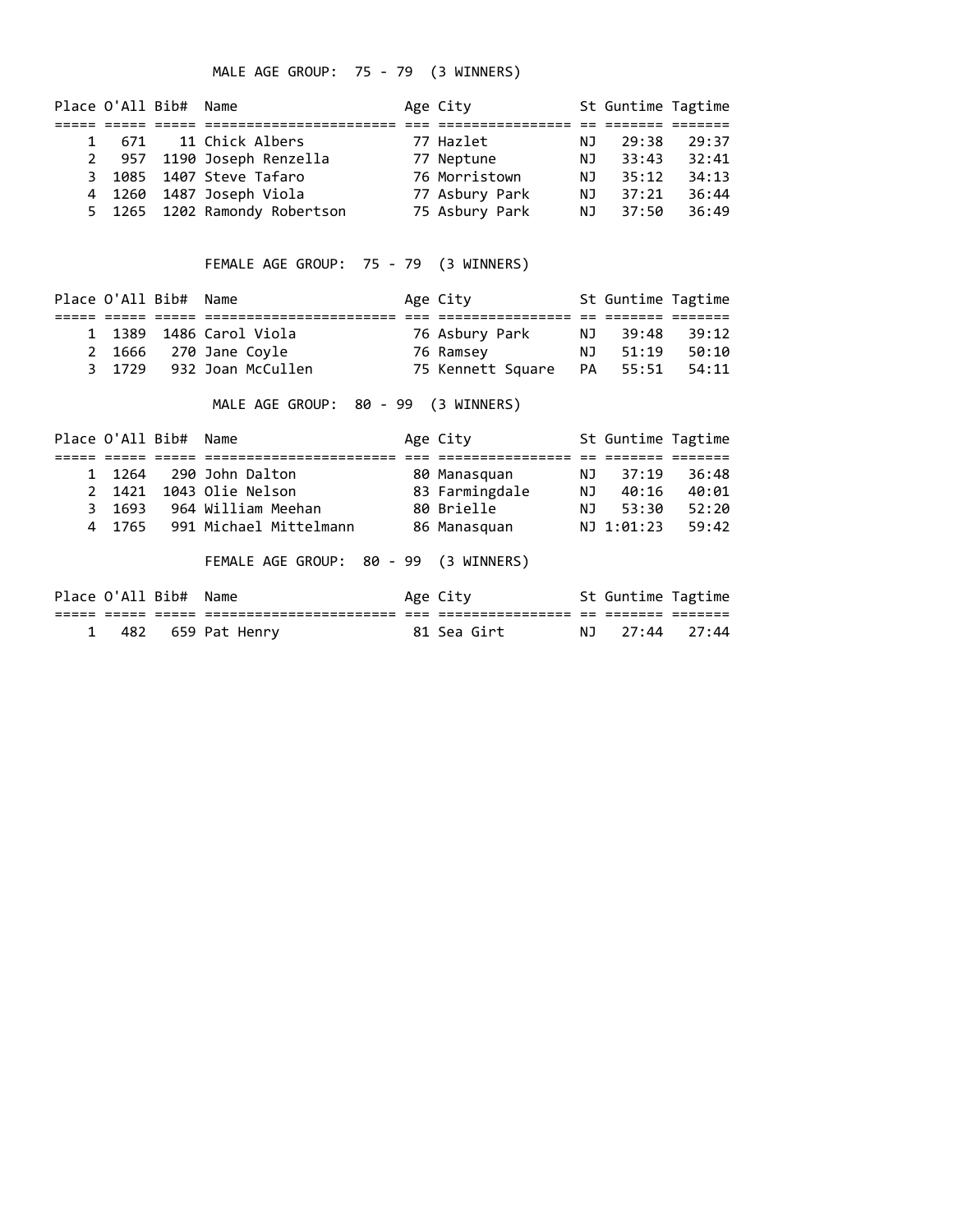MALE AGE GROUP: 75 - 79 (3 WINNERS)

| Place | O'All | Bib# | Name | Age | City | St | Guntime | Tagtime |
|---|---|---|---|---|---|---|---|---|
| 1 | 671 | 11 | Chick Albers | 77 | Hazlet | NJ | 29:38 | 29:37 |
| 2 | 957 | 1190 | Joseph Renzella | 77 | Neptune | NJ | 33:43 | 32:41 |
| 3 | 1085 | 1407 | Steve Tafaro | 76 | Morristown | NJ | 35:12 | 34:13 |
| 4 | 1260 | 1487 | Joseph Viola | 77 | Asbury Park | NJ | 37:21 | 36:44 |
| 5 | 1265 | 1202 | Ramondy Robertson | 75 | Asbury Park | NJ | 37:50 | 36:49 |

FEMALE AGE GROUP: 75 - 79 (3 WINNERS)

| Place | O'All | Bib# | Name | Age | City | St | Guntime | Tagtime |
|---|---|---|---|---|---|---|---|---|
| 1 | 1389 | 1486 | Carol Viola | 76 | Asbury Park | NJ | 39:48 | 39:12 |
| 2 | 1666 | 270 | Jane Coyle | 76 | Ramsey | NJ | 51:19 | 50:10 |
| 3 | 1729 | 932 | Joan McCullen | 75 | Kennett Square | PA | 55:51 | 54:11 |

MALE AGE GROUP: 80 - 99 (3 WINNERS)

| Place | O'All | Bib# | Name | Age | City | St | Guntime | Tagtime |
|---|---|---|---|---|---|---|---|---|
| 1 | 1264 | 290 | John Dalton | 80 | Manasquan | NJ | 37:19 | 36:48 |
| 2 | 1421 | 1043 | Olie Nelson | 83 | Farmingdale | NJ | 40:16 | 40:01 |
| 3 | 1693 | 964 | William Meehan | 80 | Brielle | NJ | 53:30 | 52:20 |
| 4 | 1765 | 991 | Michael Mittelmann | 86 | Manasquan | NJ | 1:01:23 | 59:42 |

FEMALE AGE GROUP: 80 - 99 (3 WINNERS)

| Place | O'All | Bib# | Name | Age | City | St | Guntime | Tagtime |
|---|---|---|---|---|---|---|---|---|
| 1 | 482 | 659 | Pat Henry | 81 | Sea Girt | NJ | 27:44 | 27:44 |